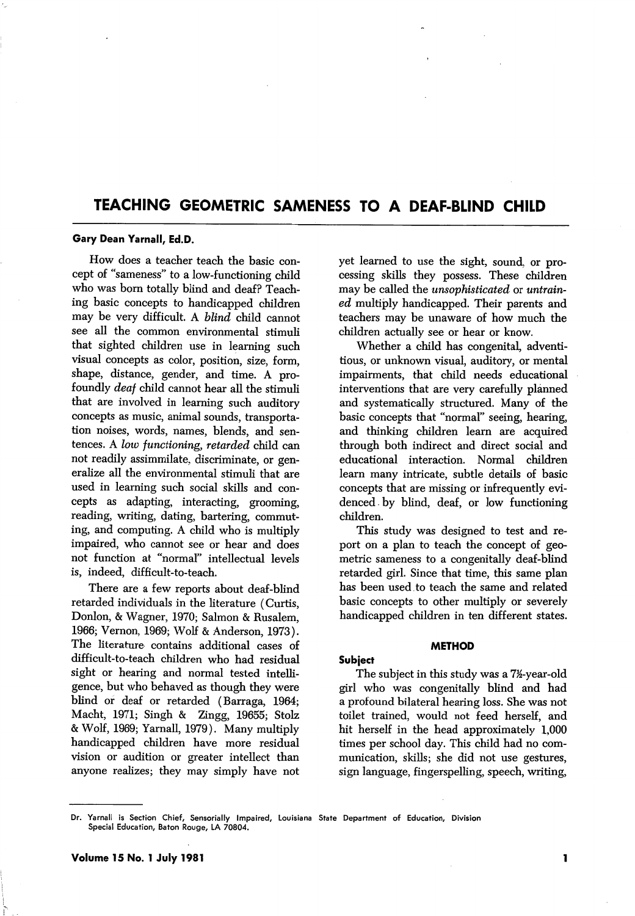# TEACHING GEOMETRIC SAMENESS TO A DEAF-BLIND CHILD

**Gary Dean Yarnall, Ed.D.**

How does a teacher teach the basic concept of "sameness" to a low-functioning child who was born totally blind and deaf? Teaching basic concepts to handicapped children may be very difficult. A *blind* child cannot see all the common environmental stimuli that sighted children use in learning such visual concepts as color, position, size, form, shape, distance, gender, and time. A profoundly *deaf* child cannot hear all the stimuli that are involved in learning such auditory concepts as music, animal sounds, transportation noises, words, names, blends, and sentences. A *low functioning, retarded* child can not readily assimmilate, discriminate, or generalize all the environmental stimuli that are used in learning such social skills and concepts as adapting, interacting, grooming, reading, writing, dating, bartering, commuting, and computing. A child who is multiply impaired, who cannot see or hear and does not function at "normal" intellectual levels is, indeed, difficult-to-teach.

There are a few reports about deaf-blind retarded individuals in the literature (Curtis, Donlon, & Wagner, 1970; Salmon & Rusalem, 1966; Vernon, 1969; Wolf & Anderson, 1973). The literature contains additional cases of difficult-to-teach children who had residual sight or hearing and normal tested intelligence, but who behaved as though they were blind or deaf or retarded (Barraga, 1964; Macht, 1971; Singh & Zingg, 19655; Stolz & Wolf, 1969; Yarnall, 1979). Many multiply handicapped children have more residual vision or audition or greater intellect than anyone realizes; they may simply have not yet learned to use the sight, sound, or processing skills they possess. These children may be called the *unsophisticated* or *untrained* multiply handicapped. Their parents and teachers may be unaware of how much the children actually see or hear or know.

Whether a child has congenital, adventitious, or unknown visual, auditory, or mental impairments, that child needs educational interventions that are very carefully planned and systematically structured. Many of the basic concepts that "normal" seeing, hearing, and thinking children learn are acquired through both indirect and direct social and educational interaction. Normal children learn many intricate, subtle details of basic concepts that are missing or infrequently evidenced by blind, deaf, or low functioning children.

This study was designed to test and report on a plan to teach the concept of geometric sameness to a congenitally deaf-blind retarded girl. Since that time, this same plan has been used to teach the same and related basic concepts to other multiply or severely handicapped children in ten different states.

## METHOD

### Subject

The subject in this study was a 7½-year-old girl who was congenitally blind and had a profound bilateral hearing loss. She was not toilet trained, would not feed herself, and hit herself in the head approximately 1,000 times per school day. This child had no communication, skills; she did not use gestures, sign language, fingerspelling, speech, writing,

---

Dr. Yarnall is Section Chief, Sensorially Impaired, Louisiana State Department of Education, Division Special Education, Baton Rouge, LA 70804.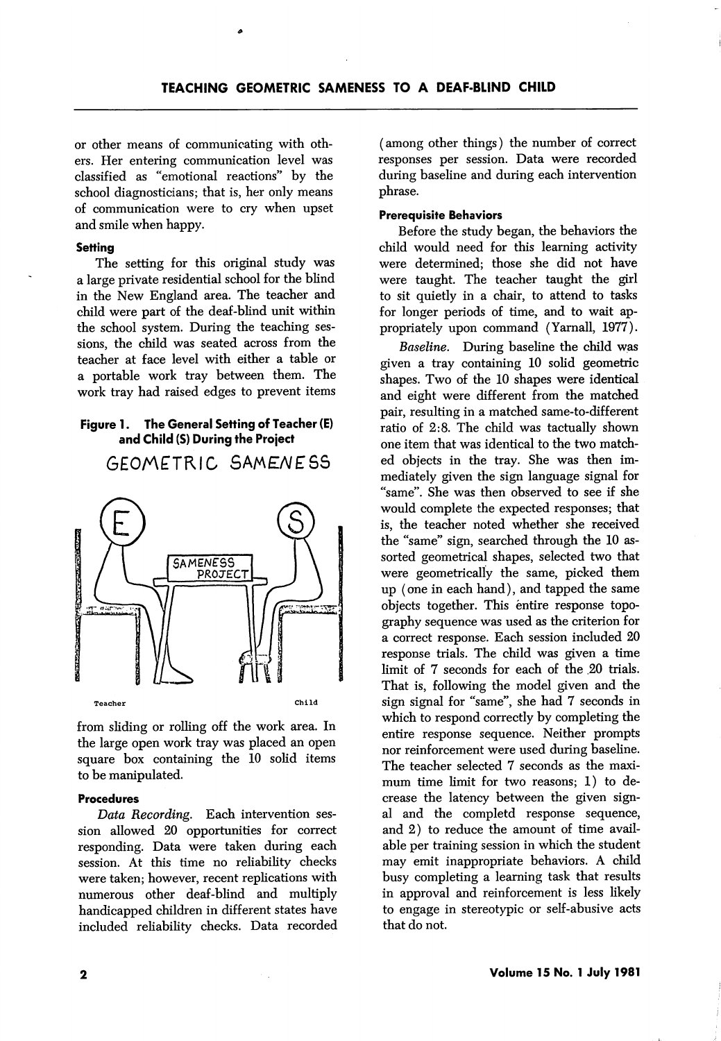or other means of communicating with others. Her entering communication level was classified as "emotional reactions" by the school diagnosticians; that is, her only means of communication were to cry when upset and smile when happy.

#### Setting

The setting for this original study was a large private residential school for the blind in the New England area. The teacher and child were part of the deaf-blind unit within the school system. During the teaching sessions, the child was seated across from the teacher at face level with either a table or a portable work tray between them. The work tray had raised edges to prevent items from sliding or rolling off the work area. In the large open work tray was placed an open square box containing the 10 solid items to be manipulated.

**Figure 1. The General Setting of Teacher (E) and Child (S) During the Project**

#### Procedures

*Data Recording.* Each intervention session allowed 20 opportunities for correct responding. Data were taken during each session. At this time no reliability checks were taken; however, recent replications with numerous other deaf-blind and multiply handicapped children in different states have included reliability checks. Data recorded (among other things) the number of correct responses per session. Data were recorded during baseline and during each intervention phrase.

#### Prerequisite Behaviors

Before the study began, the behaviors the child would need for this learning activity were determined; those she did not have were taught. The teacher taught the girl to sit quietly in a chair, to attend to tasks for longer periods of time, and to wait appropriately upon command (Yarnall, 1977).

*Baseline.* During baseline the child was given a tray containing 10 solid geometric shapes. Two of the 10 shapes were identical and eight were different from the matched pair, resulting in a matched same-to-different ratio of 2:8. The child was tactually shown one item that was identical to the two matched objects in the tray. She was then immediately given the sign language signal for "same". She was then observed to see if she would complete the expected responses; that is, the teacher noted whether she received the "same" sign, searched through the 10 assorted geometrical shapes, selected two that were geometrically the same, picked them up (one in each hand), and tapped the same objects together. This entire response topography sequence was used as the criterion for a correct response. Each session included 20 response trials. The child was given a time limit of 7 seconds for each of the 20 trials. That is, following the model given and the sign signal for "same", she had 7 seconds in which to respond correctly by completing the entire response sequence. Neither prompts nor reinforcement were used during baseline. The teacher selected 7 seconds as the maximum time limit for two reasons; 1) to decrease the latency between the given signal and the completd response sequence, and 2) to reduce the amount of time available per training session in which the student may emit inappropriate behaviors. A child busy completing a learning task that results in approval and reinforcement is less likely to engage in stereotypic or self-abusive acts that do not.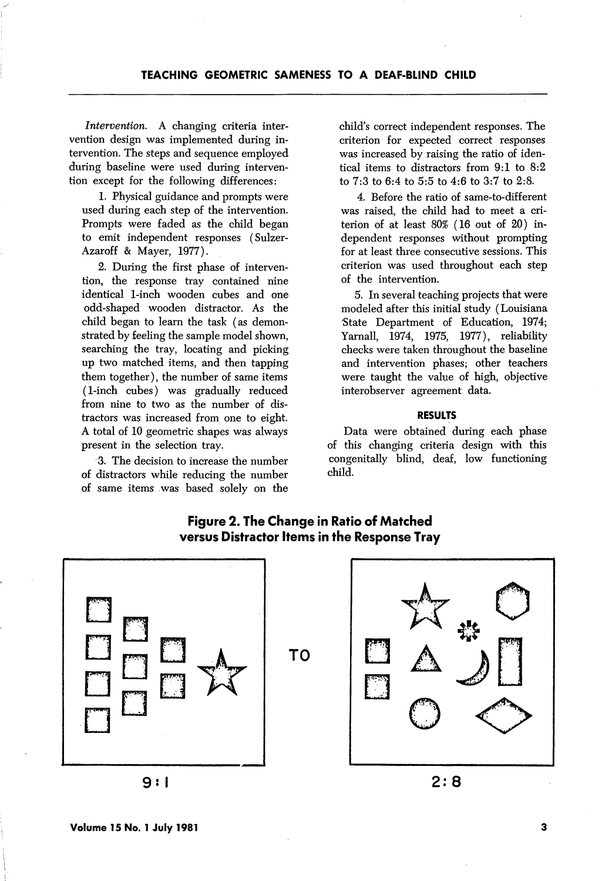*Intervention.* A changing criteria intervention design was implemented during intervention. The steps and sequence employed during baseline were used during intervention except for the following differences:

1. Physical guidance and prompts were used during each step of the intervention. Prompts were faded as the child began to emit independent responses (Sulzer-Azaroff & Mayer, 1977).

2. During the first phase of intervention, the response tray contained nine identical 1-inch wooden cubes and one odd-shaped wooden distractor. As the child began to learn the task (as demonstrated by feeling the sample model shown, searching the tray, locating and picking up two matched items, and then tapping them together), the number of same items (1-inch cubes) was gradually reduced from nine to two as the number of distractors was increased from one to eight. A total of 10 geometric shapes was always present in the selection tray.

3. The decision to increase the number of distractors while reducing the number of same items was based solely on the child's correct independent responses. The criterion for expected correct responses was increased by raising the ratio of identical items to distractors from 9:1 to 8:2 to 7:3 to 6:4 to 5:5 to 4:6 to 3:7 to 2:8.

4. Before the ratio of same-to-different was raised, the child had to meet a criterion of at least 80% (16 out of 20) independent responses without prompting for at least three consecutive sessions. This criterion was used throughout each step of the intervention.

5. In several teaching projects that were modeled after this initial study (Louisiana State Department of Education, 1974; Yarnall, 1974, 1975, 1977), reliability checks were taken throughout the baseline and intervention phases; other teachers were taught the value of high, objective interobserver agreement data.

## RESULTS

Data were obtained during each phase of this changing criteria design with this congenitally blind, deaf, low functioning child.

**Figure 2. The Change in Ratio of Matched versus Distractor Items in the Response Tray**

9:1 TO 2:8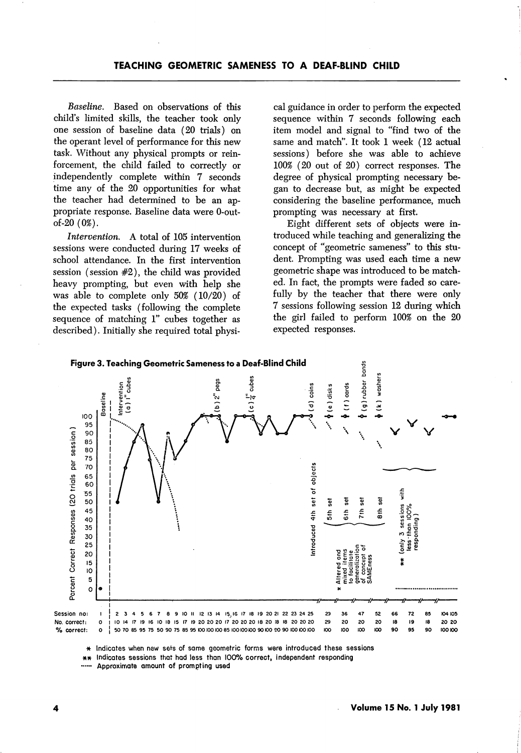*Baseline.* Based on observations of this child's limited skills, the teacher took only one session of baseline data (20 trials) on the operant level of performance for this new task. Without any physical prompts or reinforcement, the child failed to correctly or independently complete within 7 seconds time any of the 20 opportunities for what the teacher had determined to be an appropriate response. Baseline data were 0-out-of-20 (0%).

*Intervention.* A total of 105 intervention sessions were conducted during 17 weeks of school attendance. In the first intervention session (session #2), the child was provided heavy prompting, but even with help she was able to complete only 50% (10/20) of the expected tasks (following the complete sequence of matching 1" cubes together as described). Initially she required total physical guidance in order to perform the expected sequence within 7 seconds following each item model and signal to "find two of the same and match". It took 1 week (12 actual sessions) before she was able to achieve 100% (20 out of 20) correct responses. The degree of physical prompting necessary began to decrease but, as might be expected considering the baseline performance, much prompting was necessary at first.

Eight different sets of objects were introduced while teaching and generalizing the concept of "geometric sameness" to this student. Prompting was used each time a new geometric shape was introduced to be matched. In fact, the prompts were faded so carefully by the teacher that there were only 7 sessions following session 12 during which the girl failed to perform 100% on the 20 expected responses.

**Figure 3. Teaching Geometric Sameness to a Deaf-Blind Child**

| Session no: | 1 | 2 | 3 | 4 | 5 | 6 | 7 | 8 | 9 | 10 | 11 | 12 | 13 | 14 | 15 | 16 | 17 | 18 | 19 | 20 | 21 | 22 | 23 | 24 | 25 | 29 | 36 | 47 | 52 | 66 | 72 | 85 | 104 | 105 |
|---|---|---|---|---|---|---|---|---|---|---|---|---|---|---|---|---|---|---|---|---|---|---|---|---|---|---|---|---|---|---|---|---|---|---|
| No. correct: | 0 | 10 | 14 | 17 | 19 | 16 | 10 | 18 | 15 | 17 | 19 | 20 | 20 | 20 | 17 | 20 | 20 | 20 | 18 | 20 | 18 | 18 | 20 | 20 | 20 | 29 | 20 | 20 | 20 | 18 | 19 | 18 | 20 | 20 |
| % correct: | 0 | 50 | 70 | 85 | 95 | 75 | 50 | 90 | 75 | 85 | 95 | 100 | 100 | 100 | 85 | 100 | 100 | 100 | 90 | 100 | 90 | 90 | 100 | 100 | 100 | 100 | 100 | 100 | 100 | 90 | 95 | 90 | 100 | 100 |

Labels on figure: Baseline; Intervention (a) 1" cubes; (b) 2" pegs; (c) 1/4" cubes; (d) coins; (e) disks; (f) cards; (g) rubber bands; (k) washers; Introduced 4th set of objects; 5th set; 6th set; 7th set; 8th set; * Altered and mixed items to facilitate generalization of concept of SAMEness; ** (only 3 sessions with less than 100% responding)

Y-axis: Percent Correct Responses (20 trials per session)

\* Indicates when new sets of same geometric forms were introduced these sessions

\*\* Indicates sessions that had less than 100% correct, independent responding

······ Approximate amount of prompting used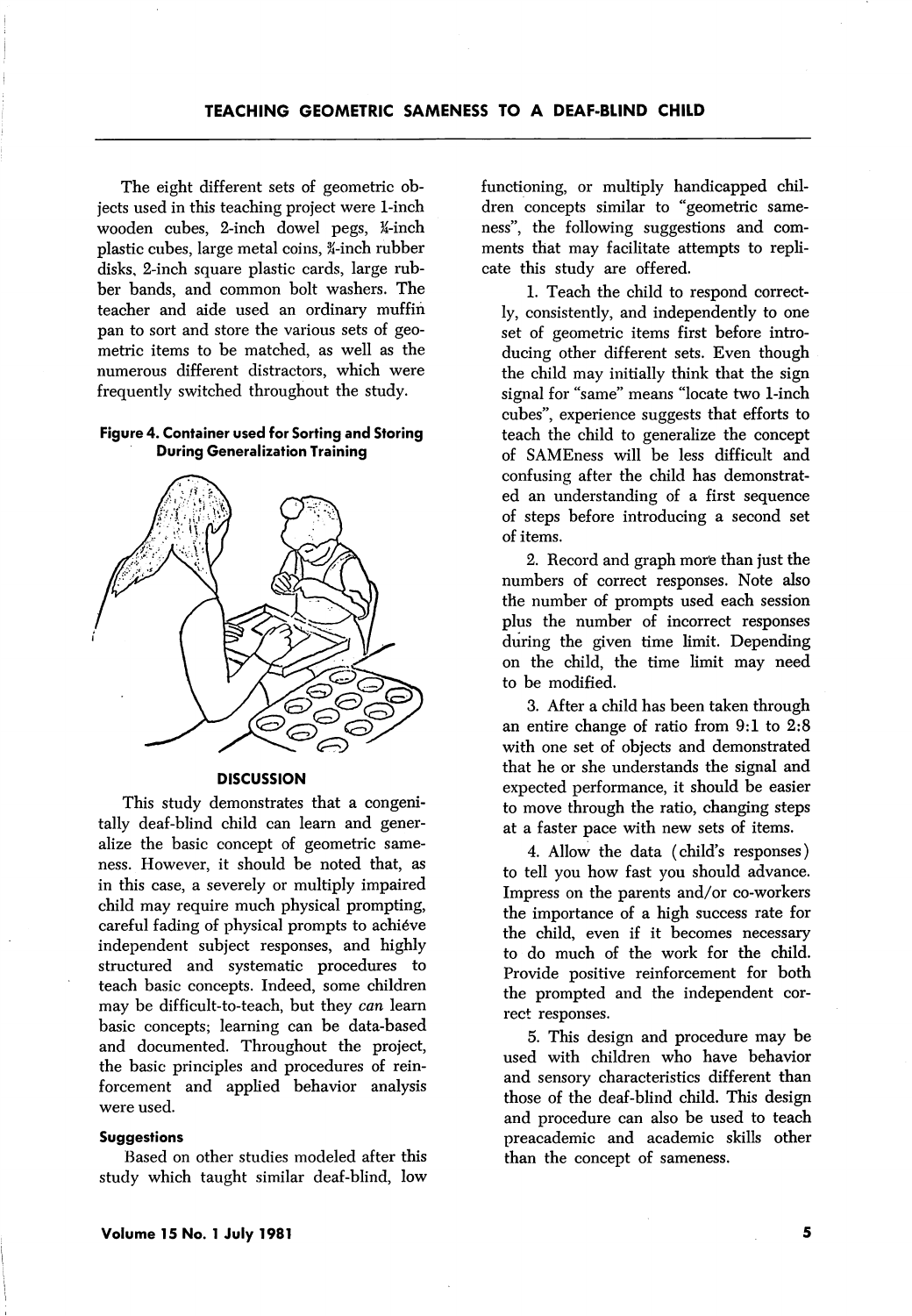The eight different sets of geometric objects used in this teaching project were 1-inch wooden cubes, 2-inch dowel pegs, ¼-inch plastic cubes, large metal coins, ¾-inch rubber disks, 2-inch square plastic cards, large rubber bands, and common bolt washers. The teacher and aide used an ordinary muffin pan to sort and store the various sets of geometric items to be matched, as well as the numerous different distractors, which were frequently switched throughout the study.

**Figure 4. Container used for Sorting and Storing During Generalization Training**

## DISCUSSION

This study demonstrates that a congenitally deaf-blind child can learn and generalize the basic concept of geometric sameness. However, it should be noted that, as in this case, a severely or multiply impaired child may require much physical prompting, careful fading of physical prompts to achiéve independent subject responses, and highly structured and systematic procedures to teach basic concepts. Indeed, some children may be difficult-to-teach, but they *can* learn basic concepts; learning can be data-based and documented. Throughout the project, the basic principles and procedures of reinforcement and applied behavior analysis were used.

### Suggestions

Based on other studies modeled after this study which taught similar deaf-blind, low functioning, or multiply handicapped children concepts similar to "geometric sameness", the following suggestions and comments that may facilitate attempts to replicate this study are offered.

1. Teach the child to respond correctly, consistently, and independently to one set of geometric items first before introducing other different sets. Even though the child may initially think that the sign signal for "same" means "locate two 1-inch cubes", experience suggests that efforts to teach the child to generalize the concept of SAMEness will be less difficult and confusing after the child has demonstrated an understanding of a first sequence of steps before introducing a second set of items.

2. Record and graph more than just the numbers of correct responses. Note also the number of prompts used each session plus the number of incorrect responses during the given time limit. Depending on the child, the time limit may need to be modified.

3. After a child has been taken through an entire change of ratio from 9:1 to 2:8 with one set of objects and demonstrated that he or she understands the signal and expected performance, it should be easier to move through the ratio, changing steps at a faster pace with new sets of items.

4. Allow the data (child's responses) to tell you how fast you should advance. Impress on the parents and/or co-workers the importance of a high success rate for the child, even if it becomes necessary to do much of the work for the child. Provide positive reinforcement for both the prompted and the independent correct responses.

5. This design and procedure may be used with children who have behavior and sensory characteristics different than those of the deaf-blind child. This design and procedure can also be used to teach preacademic and academic skills other than the concept of sameness.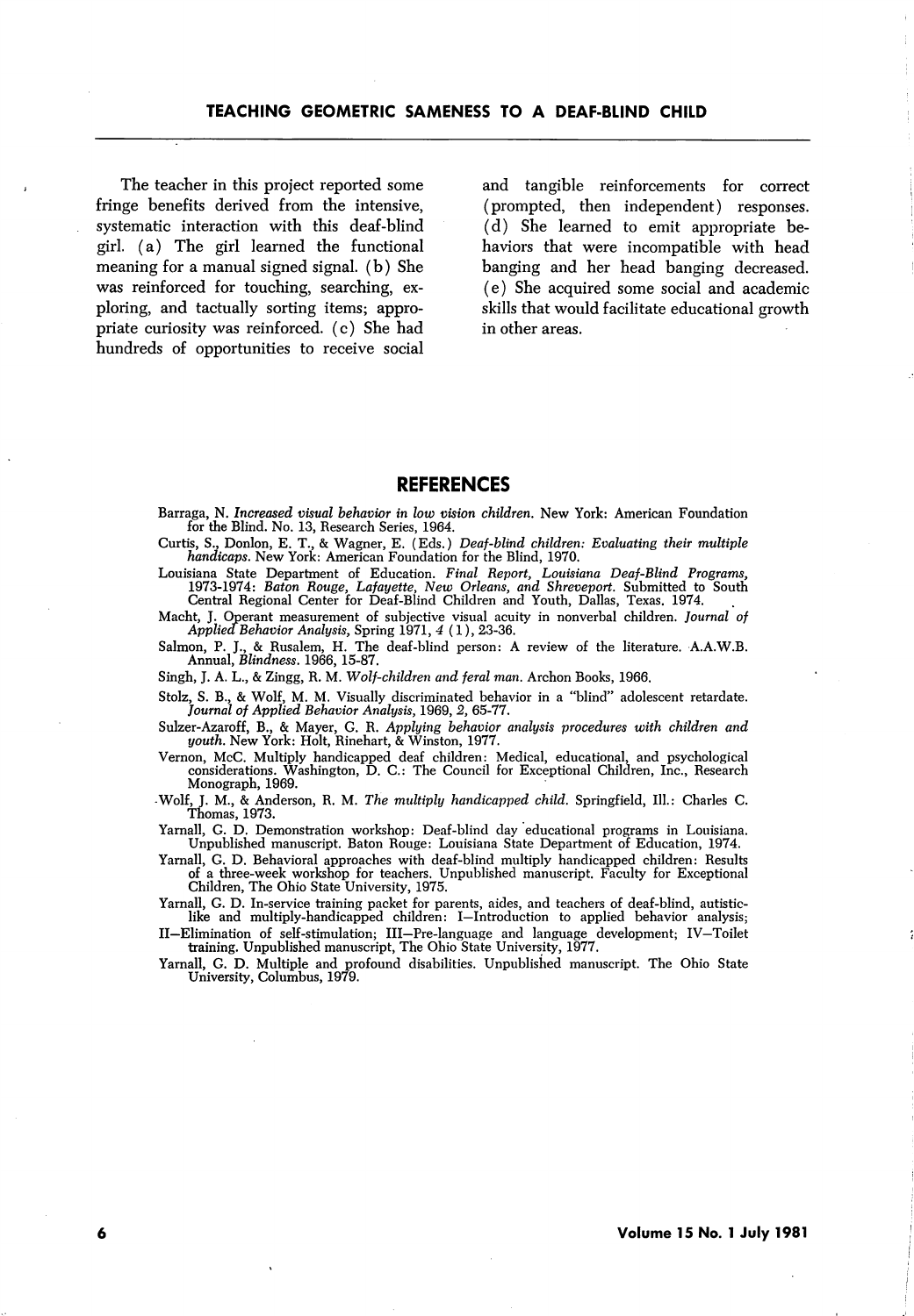The teacher in this project reported some fringe benefits derived from the intensive, systematic interaction with this deaf-blind girl. (a) The girl learned the functional meaning for a manual signed signal. (b) She was reinforced for touching, searching, exploring, and tactually sorting items; appropriate curiosity was reinforced. (c) She had hundreds of opportunities to receive social and tangible reinforcements for correct (prompted, then independent) responses. (d) She learned to emit appropriate behaviors that were incompatible with head banging and her head banging decreased. (e) She acquired some social and academic skills that would facilitate educational growth in other areas.

## REFERENCES

Barraga, N. *Increased visual behavior in low vision children.* New York: American Foundation for the Blind. No. 13, Research Series, 1964.

Curtis, S., Donlon, E. T., & Wagner, E. (Eds.) *Deaf-blind children: Evaluating their multiple handicaps.* New York: American Foundation for the Blind, 1970.

Louisiana State Department of Education. *Final Report, Louisiana Deaf-Blind Programs, 1973-1974: Baton Rouge, Lafayette, New Orleans, and Shreveport.* Submitted to South Central Regional Center for Deaf-Blind Children and Youth, Dallas, Texas. 1974.

Macht, J. Operant measurement of subjective visual acuity in nonverbal children. *Journal of Applied Behavior Analysis,* Spring 1971, *4* (1), 23-36.

Salmon, P. J., & Rusalem, H. The deaf-blind person: A review of the literature. A.A.W.B. Annual, *Blindness.* 1966, 15-87.

Singh, J. A. L., & Zingg, R. M. *Wolf-children and feral man.* Archon Books, 1966.

Stolz, S. B., & Wolf, M. M. Visually discriminated behavior in a "blind" adolescent retardate. *Journal of Applied Behavior Analysis,* 1969, *2,* 65-77.

Sulzer-Azaroff, B., & Mayer, G. R. *Applying behavior analysis procedures with children and youth.* New York: Holt, Rinehart, & Winston, 1977.

Vernon, McC. Multiply handicapped deaf children: Medical, educational, and psychological considerations. Washington, D. C.: The Council for Exceptional Children, Inc., Research Monograph, 1969.

Wolf, J. M., & Anderson, R. M. *The multiply handicapped child.* Springfield, Ill.: Charles C. Thomas, 1973.

Yarnall, G. D. Demonstration workshop: Deaf-blind day educational programs in Louisiana. Unpublished manuscript. Baton Rouge: Louisiana State Department of Education, 1974.

Yarnall, G. D. Behavioral approaches with deaf-blind multiply handicapped children: Results of a three-week workshop for teachers. Unpublished manuscript. Faculty for Exceptional Children, The Ohio State University, 1975.

Yarnall, G. D. In-service training packet for parents, aides, and teachers of deaf-blind, autistic-like and multiply-handicapped children: I—Introduction to applied behavior analysis; II—Elimination of self-stimulation; III—Pre-language and language development; IV—Toilet training. Unpublished manuscript, The Ohio State University, 1977.

Yarnall, G. D. Multiple and profound disabilities. Unpublished manuscript. The Ohio State University, Columbus, 1979.